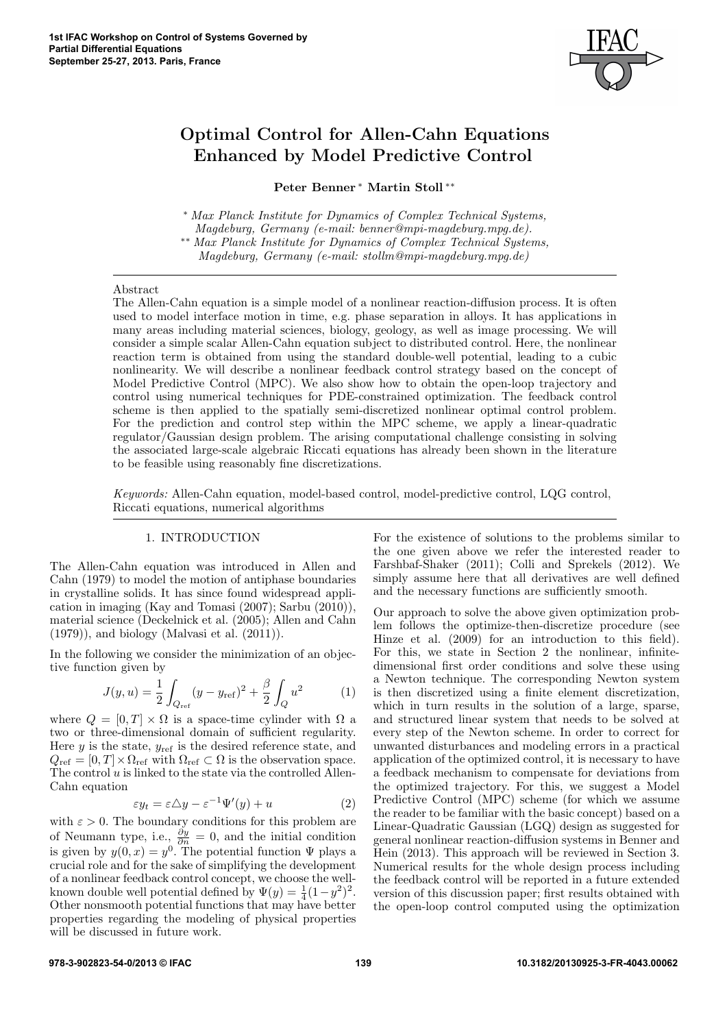# Optimal Control for Allen-Cahn Equations Enhanced by Model Predictive Control

**Peter Benner** [*] **Martin Stoll** [**]

[*] *Max Planck Institute for Dynamics of Complex Technical Systems, Magdeburg, Germany (e-mail: benner@mpi-magdeburg.mpg.de).*
[**] *Max Planck Institute for Dynamics of Complex Technical Systems, Magdeburg, Germany (e-mail: stollm@mpi-magdeburg.mpg.de)*

## Abstract

The Allen-Cahn equation is a simple model of a nonlinear reaction-diffusion process. It is often used to model interface motion in time, e.g. phase separation in alloys. It has applications in many areas including material sciences, biology, geology, as well as image processing. We will consider a simple scalar Allen-Cahn equation subject to distributed control. Here, the nonlinear reaction term is obtained from using the standard double-well potential, leading to a cubic nonlinearity. We will describe a nonlinear feedback control strategy based on the concept of Model Predictive Control (MPC). We also show how to obtain the open-loop trajectory and control using numerical techniques for PDE-constrained optimization. The feedback control scheme is then applied to the spatially semi-discretized nonlinear optimal control problem. For the prediction and control step within the MPC scheme, we apply a linear-quadratic regulator/Gaussian design problem. The arising computational challenge consisting in solving the associated large-scale algebraic Riccati equations has already been shown in the literature to be feasible using reasonably fine discretizations.

*Keywords:* Allen-Cahn equation, model-based control, model-predictive control, LQG control, Riccati equations, numerical algorithms

## 1. INTRODUCTION

The Allen-Cahn equation was introduced in Allen and Cahn (1979) to model the motion of antiphase boundaries in crystalline solids. It has since found widespread application in imaging (Kay and Tomasi (2007); Sarbu (2010)), material science (Deckelnick et al. (2005); Allen and Cahn (1979)), and biology (Malvasi et al. (2011)).

In the following we consider the minimization of an objective function given by

$$J(y,u) = \frac{1}{2}\int_{Q_{\text{ref}}} (y - y_{\text{ref}})^2 + \frac{\beta}{2}\int_Q u^2 \tag{1}$$

where $Q = [0,T] \times \Omega$ is a space-time cylinder with $\Omega$ a two or three-dimensional domain of sufficient regularity. Here $y$ is the state, $y_{\text{ref}}$ is the desired reference state, and $Q_{\text{ref}} = [0,T] \times \Omega_{\text{ref}}$ with $\Omega_{\text{ref}} \subset \Omega$ is the observation space. The control $u$ is linked to the state via the controlled Allen-Cahn equation

$$\varepsilon y_t = \varepsilon \triangle y - \varepsilon^{-1}\Psi'(y) + u \tag{2}$$

with $\varepsilon > 0$. The boundary conditions for this problem are of Neumann type, i.e., $\frac{\partial y}{\partial n} = 0$, and the initial condition is given by $y(0,x) = y^0$. The potential function $\Psi$ plays a crucial role and for the sake of simplifying the development of a nonlinear feedback control concept, we choose the well-known double well potential defined by $\Psi(y) = \frac{1}{4}(1-y^2)^2$. Other nonsmooth potential functions that may have better properties regarding the modeling of physical properties will be discussed in future work.

For the existence of solutions to the problems similar to the one given above we refer the interested reader to Farshbaf-Shaker (2011); Colli and Sprekels (2012). We simply assume here that all derivatives are well defined and the necessary functions are sufficiently smooth.

Our approach to solve the above given optimization problem follows the optimize-then-discretize procedure (see Hinze et al. (2009) for an introduction to this field). For this, we state in Section 2 the nonlinear, infinite-dimensional first order conditions and solve these using a Newton technique. The corresponding Newton system is then discretized using a finite element discretization, which in turn results in the solution of a large, sparse, and structured linear system that needs to be solved at every step of the Newton scheme. In order to correct for unwanted disturbances and modeling errors in a practical application of the optimized control, it is necessary to have a feedback mechanism to compensate for deviations from the optimized trajectory. For this, we suggest a Model Predictive Control (MPC) scheme (for which we assume the reader to be familiar with the basic concept) based on a Linear-Quadratic Gaussian (LGQ) design as suggested for general nonlinear reaction-diffusion systems in Benner and Hein (2013). This approach will be reviewed in Section 3. Numerical results for the whole design process including the feedback control will be reported in a future extended version of this discussion paper; first results obtained with the open-loop control computed using the optimization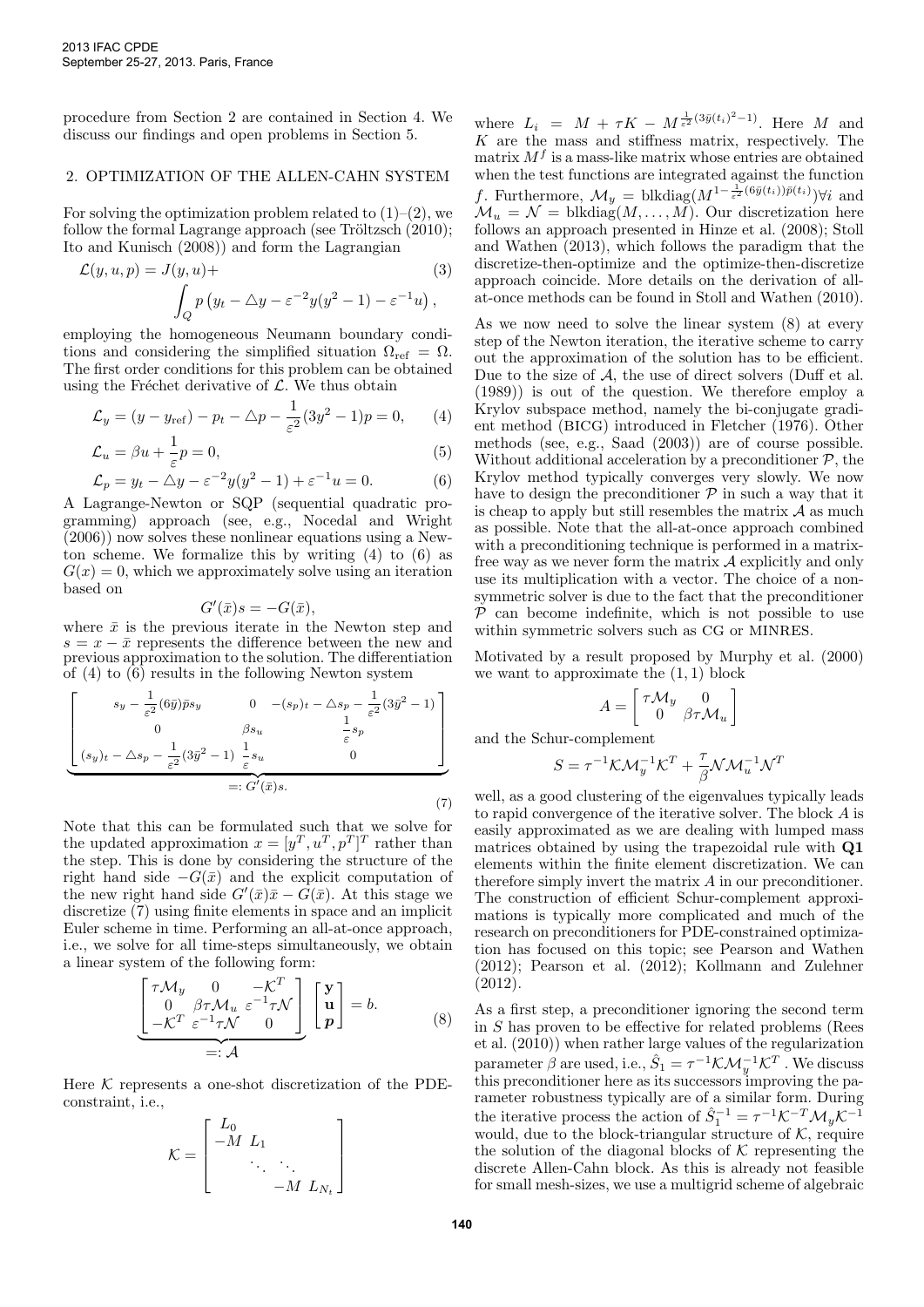procedure from Section 2 are contained in Section 4. We discuss our findings and open problems in Section 5.

## 2. OPTIMIZATION OF THE ALLEN-CAHN SYSTEM

For solving the optimization problem related to (1)–(2), we follow the formal Lagrange approach (see Tröltzsch (2010); Ito and Kunisch (2008)) and form the Lagrangian

$$
\mathcal{L}(y,u,p) = J(y,u) + \int_Q p\left(y_t - \triangle y - \varepsilon^{-2} y(y^2-1) - \varepsilon^{-1} u\right), \tag{3}
$$

employing the homogeneous Neumann boundary conditions and considering the simplified situation $\Omega_{\mathrm{ref}} = \Omega$. The first order conditions for this problem can be obtained using the Fréchet derivative of $\mathcal{L}$. We thus obtain

$$
\mathcal{L}_y = (y - y_{\mathrm{ref}}) - p_t - \triangle p - \frac{1}{\varepsilon^2}(3y^2-1)p = 0, \tag{4}
$$

$$
\mathcal{L}_u = \beta u + \frac{1}{\varepsilon} p = 0, \tag{5}
$$

$$
\mathcal{L}_p = y_t - \triangle y - \varepsilon^{-2} y(y^2-1) + \varepsilon^{-1} u = 0. \tag{6}
$$

A Lagrange-Newton or SQP (sequential quadratic programming) approach (see, e.g., Nocedal and Wright (2006)) now solves these nonlinear equations using a Newton scheme. We formalize this by writing (4) to (6) as $G(x) = 0$, which we approximately solve using an iteration based on

$$
G'(\bar{x})s = -G(\bar{x}),
$$

where $\bar{x}$ is the previous iterate in the Newton step and $s = x - \bar{x}$ represents the difference between the new and previous approximation to the solution. The differentiation of (4) to (6) results in the following Newton system

$$
\underbrace{\begin{bmatrix} s_y - \frac{1}{\varepsilon^2}(6\bar{y})\bar{p}s_y & 0 & -(s_p)_t - \triangle s_p - \frac{1}{\varepsilon^2}(3\bar{y}^2-1) \\ 0 & \beta s_u & \frac{1}{\varepsilon} s_p \\ (s_y)_t - \triangle s_p - \frac{1}{\varepsilon^2}(3\bar{y}^2-1) & \frac{1}{\varepsilon} s_u & 0 \end{bmatrix}}_{=: G'(\bar{x})s.} \tag{7}
$$

Note that this can be formulated such that we solve for the updated approximation $x = [y^T, u^T, p^T]^T$ rather than the step. This is done by considering the structure of the right hand side $-G(\bar{x})$ and the explicit computation of the new right hand side $G'(\bar{x})\bar{x} - G(\bar{x})$. At this stage we discretize (7) using finite elements in space and an implicit Euler scheme in time. Performing an all-at-once approach, i.e., we solve for all time-steps simultaneously, we obtain a linear system of the following form:

$$
\underbrace{\begin{bmatrix} \tau\mathcal{M}_y & 0 & -\mathcal{K}^T \\ 0 & \beta\tau\mathcal{M}_u & \varepsilon^{-1}\tau\mathcal{N} \\ -\mathcal{K}^T & \varepsilon^{-1}\tau\mathcal{N} & 0 \end{bmatrix}}_{=: \mathcal{A}} \begin{bmatrix} \mathbf{y} \\ \mathbf{u} \\ \boldsymbol{p} \end{bmatrix} = b. \tag{8}
$$

Here $\mathcal{K}$ represents a one-shot discretization of the PDE-constraint, i.e.,

$$
\mathcal{K} = \begin{bmatrix} L_0 & & & \\ -M & L_1 & & \\ & \ddots & \ddots & \\ & & -M & L_{N_t} \end{bmatrix}
$$

where $L_i = M + \tau K - M^{\frac{1}{\varepsilon^2}(3\bar{y}(t_i)^2-1)}$. Here $M$ and $K$ are the mass and stiffness matrix, respectively. The matrix $M^f$ is a mass-like matrix whose entries are obtained when the test functions are integrated against the function $f$. Furthermore, $\mathcal{M}_y = \mathrm{blkdiag}(M^{1-\frac{1}{\varepsilon^2}(6\bar{y}(t_i))\bar{p}(t_i)})\forall i$ and $\mathcal{M}_u = \mathcal{N} = \mathrm{blkdiag}(M,\ldots,M)$. Our discretization here follows an approach presented in Hinze et al. (2008); Stoll and Wathen (2013), which follows the paradigm that the discretize-then-optimize and the optimize-then-discretize approach coincide. More details on the derivation of all-at-once methods can be found in Stoll and Wathen (2010).

As we now need to solve the linear system (8) at every step of the Newton iteration, the iterative scheme to carry out the approximation of the solution has to be efficient. Due to the size of $\mathcal{A}$, the use of direct solvers (Duff et al. (1989)) is out of the question. We therefore employ a Krylov subspace method, namely the bi-conjugate gradient method (BICG) introduced in Fletcher (1976). Other methods (see, e.g., Saad (2003)) are of course possible. Without additional acceleration by a preconditioner $\mathcal{P}$, the Krylov method typically converges very slowly. We now have to design the preconditioner $\mathcal{P}$ in such a way that it is cheap to apply but still resembles the matrix $\mathcal{A}$ as much as possible. Note that the all-at-once approach combined with a preconditioning technique is performed in a matrix-free way as we never form the matrix $\mathcal{A}$ explicitly and only use its multiplication with a vector. The choice of a nonsymmetric solver is due to the fact that the preconditioner $\mathcal{P}$ can become indefinite, which is not possible to use within symmetric solvers such as CG or MINRES.

Motivated by a result proposed by Murphy et al. (2000) we want to approximate the $(1,1)$ block

$$
A = \begin{bmatrix} \tau\mathcal{M}_y & 0 \\ 0 & \beta\tau\mathcal{M}_u \end{bmatrix}
$$

and the Schur-complement

$$
S = \tau^{-1}\mathcal{K}\mathcal{M}_y^{-1}\mathcal{K}^T + \frac{\tau}{\beta}\mathcal{N}\mathcal{M}_u^{-1}\mathcal{N}^T
$$

well, as a good clustering of the eigenvalues typically leads to rapid convergence of the iterative solver. The block $A$ is easily approximated as we are dealing with lumped mass matrices obtained by using the trapezoidal rule with **Q1** elements within the finite element discretization. We can therefore simply invert the matrix $A$ in our preconditioner. The construction of efficient Schur-complement approximations is typically more complicated and much of the research on preconditioners for PDE-constrained optimization has focused on this topic; see Pearson and Wathen (2012); Pearson et al. (2012); Kollmann and Zulehner (2012).

As a first step, a preconditioner ignoring the second term in $S$ has proven to be effective for related problems (Rees et al. (2010)) when rather large values of the regularization parameter $\beta$ are used, i.e., $\hat{S}_1 = \tau^{-1}\mathcal{K}\mathcal{M}_y^{-1}\mathcal{K}^T$. We discuss this preconditioner here as its successors improving the parameter robustness typically are of a similar form. During the iterative process the action of $\hat{S}_1^{-1} = \tau^{-1}\mathcal{K}^{-T}\mathcal{M}_y\mathcal{K}^{-1}$ would, due to the block-triangular structure of $\mathcal{K}$, require the solution of the diagonal blocks of $\mathcal{K}$ representing the discrete Allen-Cahn block. As this is already not feasible for small mesh-sizes, we use a multigrid scheme of algebraic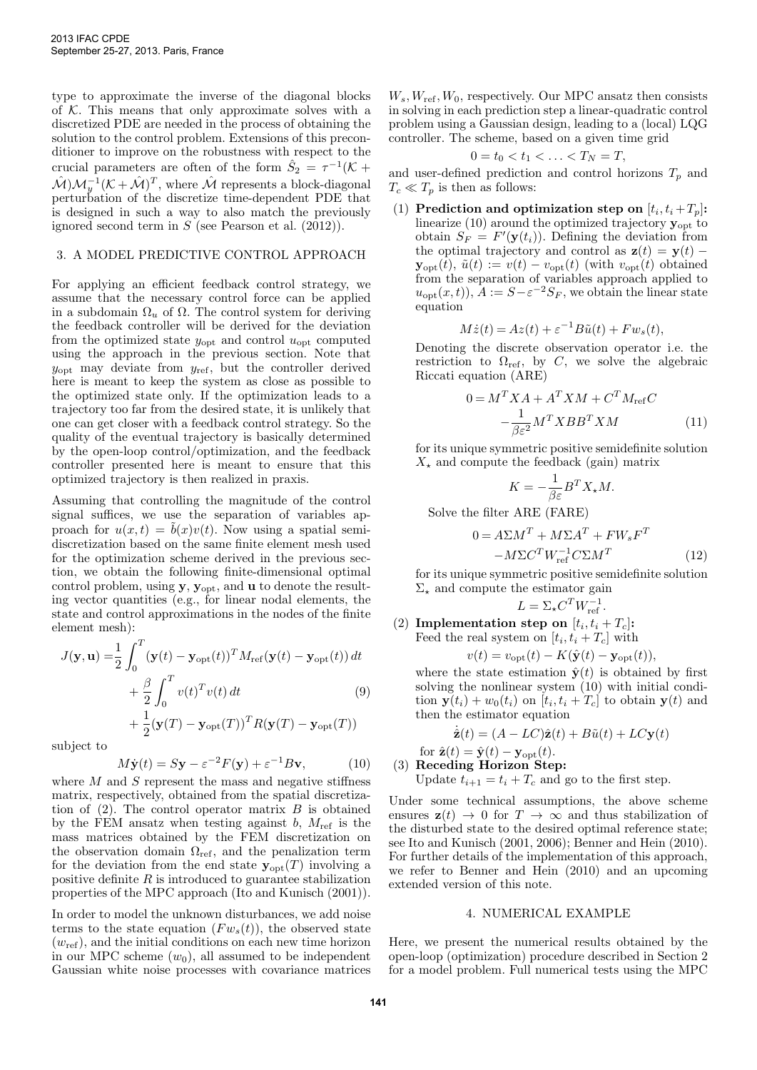type to approximate the inverse of the diagonal blocks of $\mathcal{K}$. This means that only approximate solves with a discretized PDE are needed in the process of obtaining the solution to the control problem. Extensions of this preconditioner to improve on the robustness with respect to the crucial parameters are often of the form $\hat{S}_2 = \tau^{-1}(\mathcal{K} + \hat{\mathcal{M}})\mathcal{M}_y^{-1}(\mathcal{K} + \hat{\mathcal{M}})^T$, where $\hat{\mathcal{M}}$ represents a block-diagonal perturbation of the discretize time-dependent PDE that is designed in such a way to also match the previously ignored second term in $S$ (see Pearson et al. (2012)).

## 3. A MODEL PREDICTIVE CONTROL APPROACH

For applying an efficient feedback control strategy, we assume that the necessary control force can be applied in a subdomain $\Omega_u$ of $\Omega$. The control system for deriving the feedback controller will be derived for the deviation from the optimized state $y_{\text{opt}}$ and control $u_{\text{opt}}$ computed using the approach in the previous section. Note that $y_{\text{opt}}$ may deviate from $y_{\text{ref}}$, but the controller derived here is meant to keep the system as close as possible to the optimized state only. If the optimization leads to a trajectory too far from the desired state, it is unlikely that one can get closer with a feedback control strategy. So the quality of the eventual trajectory is basically determined by the open-loop control/optimization, and the feedback controller presented here is meant to ensure that this optimized trajectory is then realized in praxis.

Assuming that controlling the magnitude of the control signal suffices, we use the separation of variables approach for $u(x,t) = \tilde{b}(x)v(t)$. Now using a spatial semi-discretization based on the same finite element mesh used for the optimization scheme derived in the previous section, we obtain the following finite-dimensional optimal control problem, using $\mathbf{y}$, $\mathbf{y}_{\text{opt}}$, and $\mathbf{u}$ to denote the resulting vector quantities (e.g., for linear nodal elements, the state and control approximations in the nodes of the finite element mesh):

$$
\begin{aligned}
J(\mathbf{y},\mathbf{u}) =& \frac{1}{2}\int_0^T (\mathbf{y}(t) - \mathbf{y}_{\text{opt}}(t))^T M_{\text{ref}} (\mathbf{y}(t) - \mathbf{y}_{\text{opt}}(t))\,dt \\
&+ \frac{\beta}{2}\int_0^T v(t)^T v(t)\,dt \\
&+ \frac{1}{2}(\mathbf{y}(T) - \mathbf{y}_{\text{opt}}(T))^T R (\mathbf{y}(T) - \mathbf{y}_{\text{opt}}(T))
\end{aligned}
\tag{9}
$$

subject to

$$
M\dot{\mathbf{y}}(t) = S\mathbf{y} - \varepsilon^{-2}F(\mathbf{y}) + \varepsilon^{-1}B\mathbf{v}, \tag{10}
$$

where $M$ and $S$ represent the mass and negative stiffness matrix, respectively, obtained from the spatial discretization of (2). The control operator matrix $B$ is obtained by the FEM ansatz when testing against $b$, $M_{\text{ref}}$ is the mass matrices obtained by the FEM discretization on the observation domain $\Omega_{\text{ref}}$, and the penalization term for the deviation from the end state $\mathbf{y}_{\text{opt}}(T)$ involving a positive definite $R$ is introduced to guarantee stabilization properties of the MPC approach (Ito and Kunisch (2001)).

In order to model the unknown disturbances, we add noise terms to the state equation ($Fw_s(t)$), the observed state ($w_{\text{ref}}$), and the initial conditions on each new time horizon in our MPC scheme ($w_0$), all assumed to be independent Gaussian white noise processes with covariance matrices $W_s, W_{\text{ref}}, W_0$, respectively. Our MPC ansatz then consists in solving in each prediction step a linear-quadratic control problem using a Gaussian design, leading to a (local) LQG controller. The scheme, based on a given time grid

$$
0 = t_0 < t_1 < \ldots < T_N = T,
$$

and user-defined prediction and control horizons $T_p$ and $T_c \ll T_p$ is then as follows:

(1) **Prediction and optimization step on $[t_i, t_i + T_p]$:** linearize (10) around the optimized trajectory $\mathbf{y}_{\text{opt}}$ to obtain $S_F = F'(\mathbf{y}(t_i))$. Defining the deviation from the optimal trajectory and control as $\mathbf{z}(t) = \mathbf{y}(t) - \mathbf{y}_{\text{opt}}(t)$, $\tilde{u}(t) := v(t) - v_{\text{opt}}(t)$ (with $v_{\text{opt}}(t)$ obtained from the separation of variables approach applied to $u_{\text{opt}}(x,t)$), $A := S - \varepsilon^{-2}S_F$, we obtain the linear state equation

$$
M\dot{z}(t) = Az(t) + \varepsilon^{-1}B\tilde{u}(t) + Fw_s(t),
$$

Denoting the discrete observation operator i.e. the restriction to $\Omega_{\text{ref}}$, by $C$, we solve the algebraic Riccati equation (ARE)

$$
\begin{aligned}
0 =& M^T XA + A^T XM + C^T M_{\text{ref}} C \\
&- \frac{1}{\beta\varepsilon^2} M^T XBB^T XM
\end{aligned}
\tag{11}
$$

for its unique symmetric positive semidefinite solution $X_\star$ and compute the feedback (gain) matrix

$$
K = -\frac{1}{\beta\varepsilon} B^T X_\star M.
$$

Solve the filter ARE (FARE)

$$
\begin{aligned}
0 =& A\Sigma M^T + M\Sigma A^T + FW_s F^T \\
&- M\Sigma C^T W_{\text{ref}}^{-1} C\Sigma M^T
\end{aligned}
\tag{12}
$$

for its unique symmetric positive semidefinite solution $\Sigma_\star$ and compute the estimator gain

$$
L = \Sigma_\star C^T W_{\text{ref}}^{-1}.
$$

(2) **Implementation step on $[t_i, t_i + T_c]$:** Feed the real system on $[t_i, t_i + T_c]$ with

$$
v(t) = v_{\text{opt}}(t) - K(\hat{\mathbf{y}}(t) - \mathbf{y}_{\text{opt}}(t)),
$$

where the state estimation $\hat{\mathbf{y}}(t)$ is obtained by first solving the nonlinear system (10) with initial condition $\mathbf{y}(t_i) + w_0(t_i)$ on $[t_i, t_i + T_c]$ to obtain $\mathbf{y}(t)$ and then the estimator equation

$$
\dot{\hat{\mathbf{z}}}(t) = (A - LC)\hat{\mathbf{z}}(t) + B\tilde{u}(t) + LC\mathbf{y}(t)
$$

for $\hat{\mathbf{z}}(t) = \hat{\mathbf{y}}(t) - \mathbf{y}_{\text{opt}}(t)$.

(3) **Receding Horizon Step:** Update $t_{i+1} = t_i + T_c$ and go to the first step.

Under some technical assumptions, the above scheme ensures $\mathbf{z}(t) \to 0$ for $T \to \infty$ and thus stabilization of the disturbed state to the desired optimal reference state; see Ito and Kunisch (2001, 2006); Benner and Hein (2010). For further details of the implementation of this approach, we refer to Benner and Hein (2010) and an upcoming extended version of this note.

## 4. NUMERICAL EXAMPLE

Here, we present the numerical results obtained by the open-loop (optimization) procedure described in Section 2 for a model problem. Full numerical tests using the MPC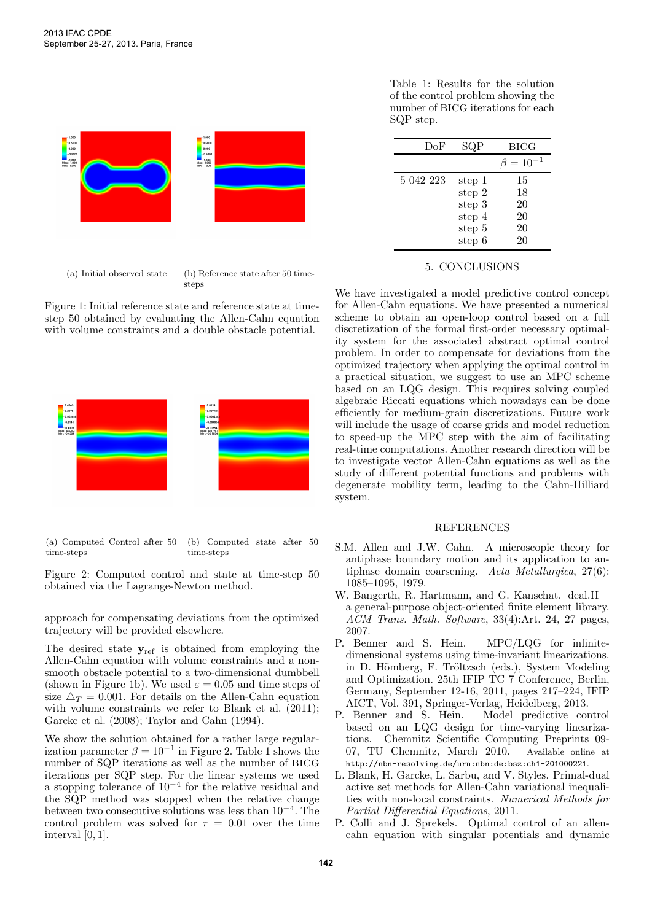(a) Initial observed state

(b) Reference state after 50 time-steps

Figure 1: Initial reference state and reference state at time-step 50 obtained by evaluating the Allen-Cahn equation with volume constraints and a double obstacle potential.

(a) Computed Control after 50 time-steps

(b) Computed state after 50 time-steps

Figure 2: Computed control and state at time-step 50 obtained via the Lagrange-Newton method.

approach for compensating deviations from the optimized trajectory will be provided elsewhere.

The desired state $\mathbf{y}_{\text{ref}}$ is obtained from employing the Allen-Cahn equation with volume constraints and a non-smooth obstacle potential to a two-dimensional dumbbell (shown in Figure 1b). We used $\varepsilon = 0.05$ and time steps of size $\triangle_T = 0.001$. For details on the Allen-Cahn equation with volume constraints we refer to Blank et al. (2011); Garcke et al. (2008); Taylor and Cahn (1994).

We show the solution obtained for a rather large regularization parameter $\beta = 10^{-1}$ in Figure 2. Table 1 shows the number of SQP iterations as well as the number of BICG iterations per SQP step. For the linear systems we used a stopping tolerance of $10^{-4}$ for the relative residual and the SQP method was stopped when the relative change between two consecutive solutions was less than $10^{-4}$. The control problem was solved for $\tau = 0.01$ over the time interval $[0, 1]$.

Table 1: Results for the solution of the control problem showing the number of BICG iterations for each SQP step.

| DoF | SQP | BICG |
|---|---|---|
| | | $\beta = 10^{-1}$ |
| 5 042 223 | step 1 | 15 |
| | step 2 | 18 |
| | step 3 | 20 |
| | step 4 | 20 |
| | step 5 | 20 |
| | step 6 | 20 |

## 5. CONCLUSIONS

We have investigated a model predictive control concept for Allen-Cahn equations. We have presented a numerical scheme to obtain an open-loop control based on a full discretization of the formal first-order necessary optimality system for the associated abstract optimal control problem. In order to compensate for deviations from the optimized trajectory when applying the optimal control in a practical situation, we suggest to use an MPC scheme based on an LQG design. This requires solving coupled algebraic Riccati equations which nowadays can be done efficiently for medium-grain discretizations. Future work will include the usage of coarse grids and model reduction to speed-up the MPC step with the aim of facilitating real-time computations. Another research direction will be to investigate vector Allen-Cahn equations as well as the study of different potential functions and problems with degenerate mobility term, leading to the Cahn-Hilliard system.

## REFERENCES

S.M. Allen and J.W. Cahn. A microscopic theory for antiphase boundary motion and its application to antiphase domain coarsening. *Acta Metallurgica*, 27(6): 1085–1095, 1979.

W. Bangerth, R. Hartmann, and G. Kanschat. deal.II—a general-purpose object-oriented finite element library. *ACM Trans. Math. Software*, 33(4):Art. 24, 27 pages, 2007.

P. Benner and S. Hein. MPC/LQG for infinite-dimensional systems using time-invariant linearizations. in D. Hömberg, F. Tröltzsch (eds.), System Modeling and Optimization. 25th IFIP TC 7 Conference, Berlin, Germany, September 12-16, 2011, pages 217–224, IFIP AICT, Vol. 391, Springer-Verlag, Heidelberg, 2013.

P. Benner and S. Hein. Model predictive control based on an LQG design for time-varying linearizations. Chemnitz Scientific Computing Preprints 09-07, TU Chemnitz, March 2010. Available online at `http://nbn-resolving.de/urn:nbn:de:bsz:ch1-201000221`.

L. Blank, H. Garcke, L. Sarbu, and V. Styles. Primal-dual active set methods for Allen-Cahn variational inequalities with non-local constraints. *Numerical Methods for Partial Differential Equations*, 2011.

P. Colli and J. Sprekels. Optimal control of an allen-cahn equation with singular potentials and dynamic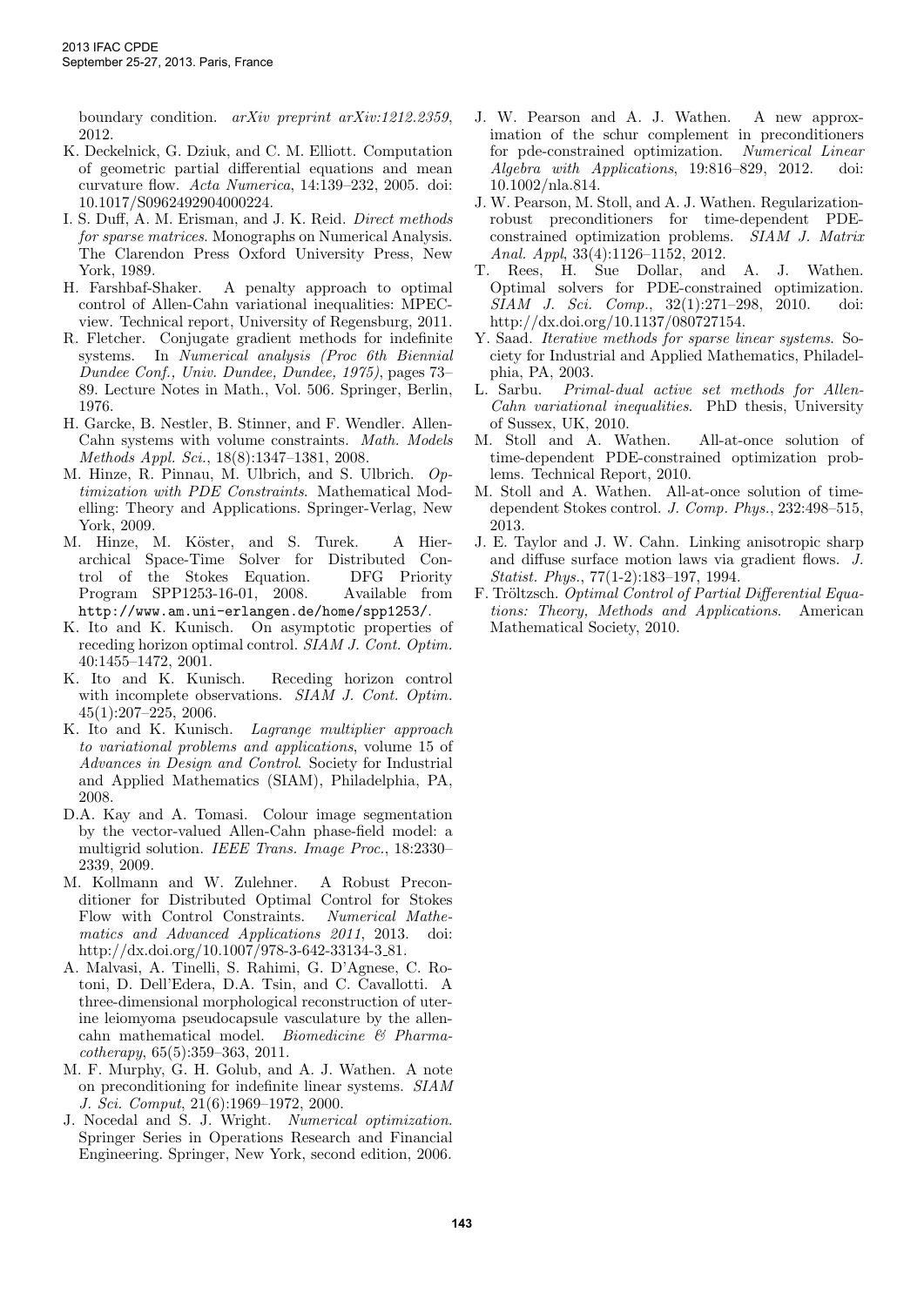boundary condition. *arXiv preprint arXiv:1212.2359*, 2012.

K. Deckelnick, G. Dziuk, and C. M. Elliott. Computation of geometric partial differential equations and mean curvature flow. *Acta Numerica*, 14:139–232, 2005. doi: 10.1017/S0962492904000224.

I. S. Duff, A. M. Erisman, and J. K. Reid. *Direct methods for sparse matrices*. Monographs on Numerical Analysis. The Clarendon Press Oxford University Press, New York, 1989.

H. Farshbaf-Shaker. A penalty approach to optimal control of Allen-Cahn variational inequalities: MPEC-view. Technical report, University of Regensburg, 2011.

R. Fletcher. Conjugate gradient methods for indefinite systems. In *Numerical analysis (Proc 6th Biennial Dundee Conf., Univ. Dundee, Dundee, 1975)*, pages 73–89. Lecture Notes in Math., Vol. 506. Springer, Berlin, 1976.

H. Garcke, B. Nestler, B. Stinner, and F. Wendler. Allen-Cahn systems with volume constraints. *Math. Models Methods Appl. Sci.*, 18(8):1347–1381, 2008.

M. Hinze, R. Pinnau, M. Ulbrich, and S. Ulbrich. *Optimization with PDE Constraints*. Mathematical Modelling: Theory and Applications. Springer-Verlag, New York, 2009.

M. Hinze, M. Köster, and S. Turek. A Hierarchical Space-Time Solver for Distributed Control of the Stokes Equation. DFG Priority Program SPP1253-16-01, 2008. Available from http://www.am.uni-erlangen.de/home/spp1253/.

K. Ito and K. Kunisch. On asymptotic properties of receding horizon optimal control. *SIAM J. Cont. Optim.* 40:1455–1472, 2001.

K. Ito and K. Kunisch. Receding horizon control with incomplete observations. *SIAM J. Cont. Optim.* 45(1):207–225, 2006.

K. Ito and K. Kunisch. *Lagrange multiplier approach to variational problems and applications*, volume 15 of *Advances in Design and Control*. Society for Industrial and Applied Mathematics (SIAM), Philadelphia, PA, 2008.

D.A. Kay and A. Tomasi. Colour image segmentation by the vector-valued Allen-Cahn phase-field model: a multigrid solution. *IEEE Trans. Image Proc.*, 18:2330–2339, 2009.

M. Kollmann and W. Zulehner. A Robust Preconditioner for Distributed Optimal Control for Stokes Flow with Control Constraints. *Numerical Mathematics and Advanced Applications 2011*, 2013. doi: http://dx.doi.org/10.1007/978-3-642-33134-3_81.

A. Malvasi, A. Tinelli, S. Rahimi, G. D'Agnese, C. Rotoni, D. Dell'Edera, D.A. Tsin, and C. Cavallotti. A three-dimensional morphological reconstruction of uterine leiomyoma pseudocapsule vasculature by the allen-cahn mathematical model. *Biomedicine & Pharmacotherapy*, 65(5):359–363, 2011.

M. F. Murphy, G. H. Golub, and A. J. Wathen. A note on preconditioning for indefinite linear systems. *SIAM J. Sci. Comput*, 21(6):1969–1972, 2000.

J. Nocedal and S. J. Wright. *Numerical optimization*. Springer Series in Operations Research and Financial Engineering. Springer, New York, second edition, 2006.

J. W. Pearson and A. J. Wathen. A new approximation of the schur complement in preconditioners for pde-constrained optimization. *Numerical Linear Algebra with Applications*, 19:816–829, 2012. doi: 10.1002/nla.814.

J. W. Pearson, M. Stoll, and A. J. Wathen. Regularization-robust preconditioners for time-dependent PDE-constrained optimization problems. *SIAM J. Matrix Anal. Appl*, 33(4):1126–1152, 2012.

T. Rees, H. Sue Dollar, and A. J. Wathen. Optimal solvers for PDE-constrained optimization. *SIAM J. Sci. Comp.*, 32(1):271–298, 2010. doi: http://dx.doi.org/10.1137/080727154.

Y. Saad. *Iterative methods for sparse linear systems*. Society for Industrial and Applied Mathematics, Philadelphia, PA, 2003.

L. Sarbu. *Primal-dual active set methods for Allen-Cahn variational inequalities*. PhD thesis, University of Sussex, UK, 2010.

M. Stoll and A. Wathen. All-at-once solution of time-dependent PDE-constrained optimization problems. Technical Report, 2010.

M. Stoll and A. Wathen. All-at-once solution of time-dependent Stokes control. *J. Comp. Phys.*, 232:498–515, 2013.

J. E. Taylor and J. W. Cahn. Linking anisotropic sharp and diffuse surface motion laws via gradient flows. *J. Statist. Phys.*, 77(1-2):183–197, 1994.

F. Tröltzsch. *Optimal Control of Partial Differential Equations: Theory, Methods and Applications*. American Mathematical Society, 2010.